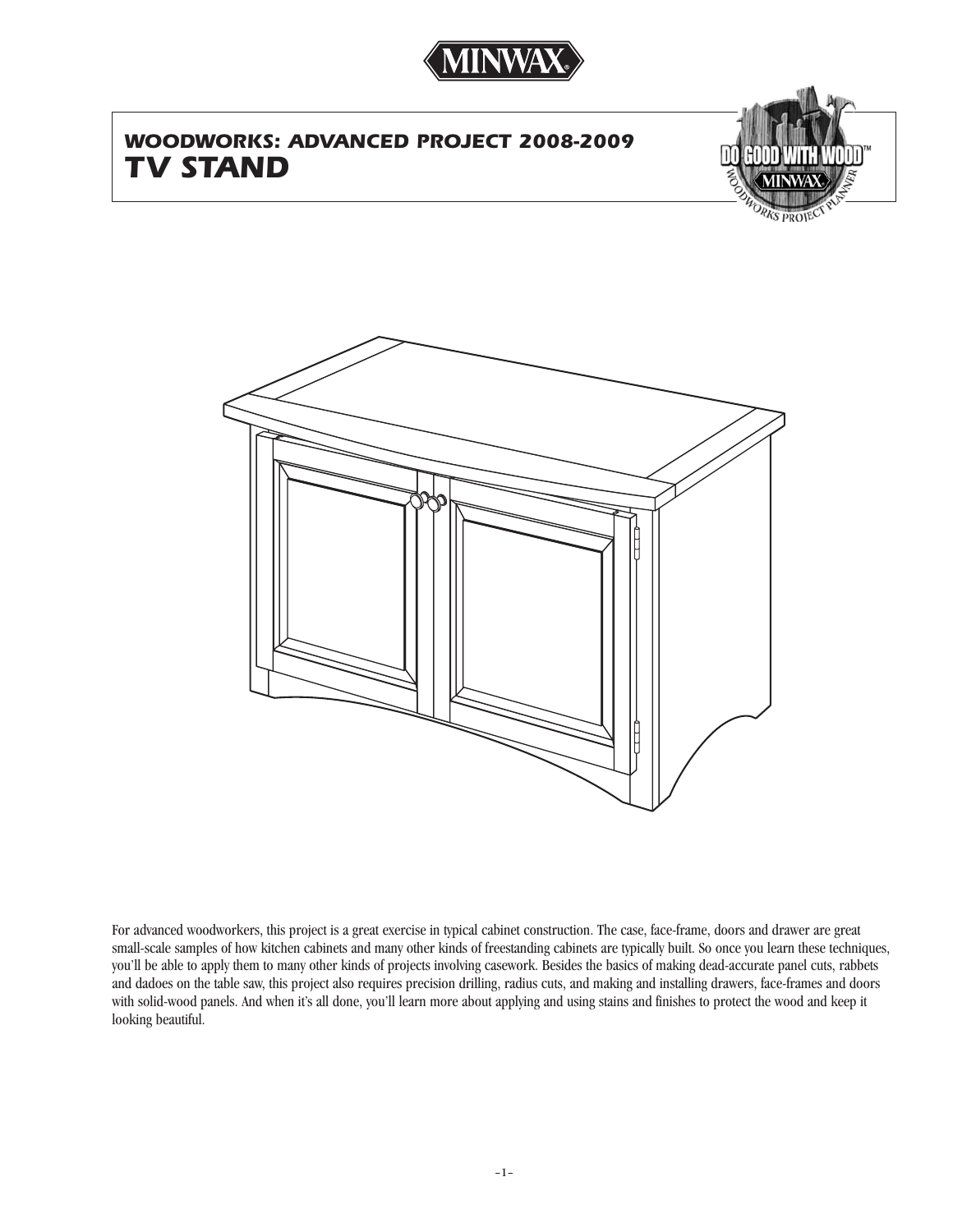# WOODWORKS: ADVANCED PROJECT 2008-2009

# TV STAND

For advanced woodworkers, this project is a great exercise in typical cabinet construction. The case, face-frame, doors and drawer are great small-scale samples of how kitchen cabinets and many other kinds of freestanding cabinets are typically built. So once you learn these techniques, you'll be able to apply them to many other kinds of projects involving casework. Besides the basics of making dead-accurate panel cuts, rabbets and dadoes on the table saw, this project also requires precision drilling, radius cuts, and making and installing drawers, face-frames and doors with solid-wood panels. And when it's all done, you'll learn more about applying and using stains and finishes to protect the wood and keep it looking beautiful.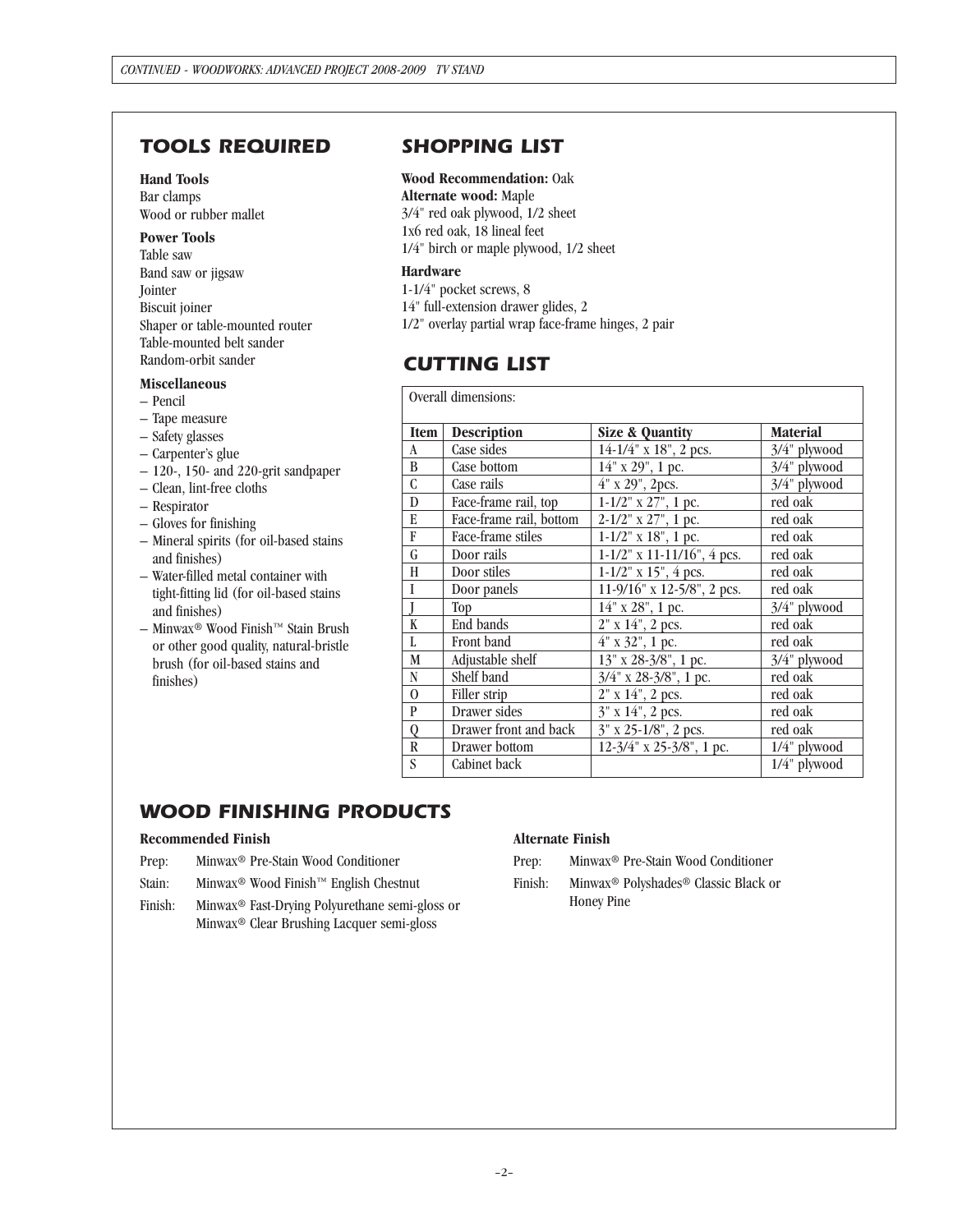## TOOLS REQUIRED

**Hand Tools**
Bar clamps
Wood or rubber mallet

**Power Tools**
Table saw
Band saw or jigsaw
Jointer
Biscuit joiner
Shaper or table-mounted router
Table-mounted belt sander
Random-orbit sander

**Miscellaneous**
– Pencil
– Tape measure
– Safety glasses
– Carpenter's glue
– 120-, 150- and 220-grit sandpaper
– Clean, lint-free cloths
– Respirator
– Gloves for finishing
– Mineral spirits (for oil-based stains and finishes)
– Water-filled metal container with tight-fitting lid (for oil-based stains and finishes)
– Minwax® Wood Finish™ Stain Brush or other good quality, natural-bristle brush (for oil-based stains and finishes)

## SHOPPING LIST

**Wood Recommendation:** Oak
**Alternate wood:** Maple
3/4" red oak plywood, 1/2 sheet
1x6 red oak, 18 lineal feet
1/4" birch or maple plywood, 1/2 sheet

**Hardware**
1-1/4" pocket screws, 8
14" full-extension drawer glides, 2
1/2" overlay partial wrap face-frame hinges, 2 pair

## CUTTING LIST

Overall dimensions:

| Item | Description | Size & Quantity | Material |
|---|---|---|---|
| A | Case sides | 14-1/4" x 18", 2 pcs. | 3/4" plywood |
| B | Case bottom | 14" x 29", 1 pc. | 3/4" plywood |
| C | Case rails | 4" x 29", 2pcs. | 3/4" plywood |
| D | Face-frame rail, top | 1-1/2" x 27", 1 pc. | red oak |
| E | Face-frame rail, bottom | 2-1/2" x 27", 1 pc. | red oak |
| F | Face-frame stiles | 1-1/2" x 18", 1 pc. | red oak |
| G | Door rails | 1-1/2" x 11-11/16", 4 pcs. | red oak |
| H | Door stiles | 1-1/2" x 15", 4 pcs. | red oak |
| I | Door panels | 11-9/16" x 12-5/8", 2 pcs. | red oak |
| J | Top | 14" x 28", 1 pc. | 3/4" plywood |
| K | End bands | 2" x 14", 2 pcs. | red oak |
| L | Front band | 4" x 32", 1 pc. | red oak |
| M | Adjustable shelf | 13" x 28-3/8", 1 pc. | 3/4" plywood |
| N | Shelf band | 3/4" x 28-3/8", 1 pc. | red oak |
| O | Filler strip | 2" x 14", 2 pcs. | red oak |
| P | Drawer sides | 3" x 14", 2 pcs. | red oak |
| Q | Drawer front and back | 3" x 25-1/8", 2 pcs. | red oak |
| R | Drawer bottom | 12-3/4" x 25-3/8", 1 pc. | 1/4" plywood |
| S | Cabinet back | | 1/4" plywood |

## WOOD FINISHING PRODUCTS

**Recommended Finish**

Prep: Minwax® Pre-Stain Wood Conditioner

Stain: Minwax® Wood Finish™ English Chestnut

Finish: Minwax® Fast-Drying Polyurethane semi-gloss or Minwax® Clear Brushing Lacquer semi-gloss

**Alternate Finish**

Prep: Minwax® Pre-Stain Wood Conditioner

Finish: Minwax® Polyshades® Classic Black or Honey Pine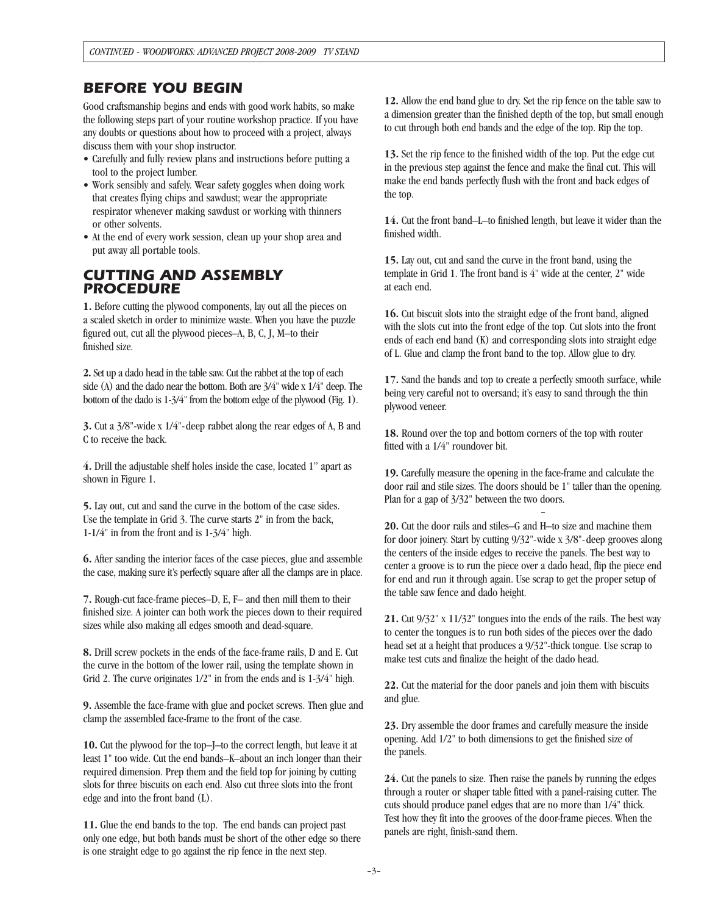## BEFORE YOU BEGIN

Good craftsmanship begins and ends with good work habits, so make the following steps part of your routine workshop practice. If you have any doubts or questions about how to proceed with a project, always discuss them with your shop instructor.

- Carefully and fully review plans and instructions before putting a tool to the project lumber.
- Work sensibly and safely. Wear safety goggles when doing work that creates flying chips and sawdust; wear the appropriate respirator whenever making sawdust or working with thinners or other solvents.
- At the end of every work session, clean up your shop area and put away all portable tools.

## CUTTING AND ASSEMBLY PROCEDURE

**1.** Before cutting the plywood components, lay out all the pieces on a scaled sketch in order to minimize waste. When you have the puzzle figured out, cut all the plywood pieces–A, B, C, J, M–to their finished size.

**2.** Set up a dado head in the table saw. Cut the rabbet at the top of each side (A) and the dado near the bottom. Both are 3/4" wide x 1/4" deep. The bottom of the dado is 1-3/4" from the bottom edge of the plywood (Fig. 1).

**3.** Cut a 3/8"-wide x 1/4"-deep rabbet along the rear edges of A, B and C to receive the back.

**4.** Drill the adjustable shelf holes inside the case, located 1" apart as shown in Figure 1.

**5.** Lay out, cut and sand the curve in the bottom of the case sides. Use the template in Grid 3. The curve starts 2" in from the back, 1-1/4" in from the front and is 1-3/4" high.

**6.** After sanding the interior faces of the case pieces, glue and assemble the case, making sure it's perfectly square after all the clamps are in place.

**7.** Rough-cut face-frame pieces–D, E, F– and then mill them to their finished size. A jointer can both work the pieces down to their required sizes while also making all edges smooth and dead-square.

**8.** Drill screw pockets in the ends of the face-frame rails, D and E. Cut the curve in the bottom of the lower rail, using the template shown in Grid 2. The curve originates 1/2" in from the ends and is 1-3/4" high.

**9.** Assemble the face-frame with glue and pocket screws. Then glue and clamp the assembled face-frame to the front of the case.

**10.** Cut the plywood for the top–J–to the correct length, but leave it at least 1" too wide. Cut the end bands–K–about an inch longer than their required dimension. Prep them and the field top for joining by cutting slots for three biscuits on each end. Also cut three slots into the front edge and into the front band (L).

**11.** Glue the end bands to the top. The end bands can project past only one edge, but both bands must be short of the other edge so there is one straight edge to go against the rip fence in the next step.

**12.** Allow the end band glue to dry. Set the rip fence on the table saw to a dimension greater than the finished depth of the top, but small enough to cut through both end bands and the edge of the top. Rip the top.

**13.** Set the rip fence to the finished width of the top. Put the edge cut in the previous step against the fence and make the final cut. This will make the end bands perfectly flush with the front and back edges of the top.

**14.** Cut the front band–L–to finished length, but leave it wider than the finished width.

**15.** Lay out, cut and sand the curve in the front band, using the template in Grid 1. The front band is 4" wide at the center, 2" wide at each end.

**16.** Cut biscuit slots into the straight edge of the front band, aligned with the slots cut into the front edge of the top. Cut slots into the front ends of each end band (K) and corresponding slots into straight edge of L. Glue and clamp the front band to the top. Allow glue to dry.

**17.** Sand the bands and top to create a perfectly smooth surface, while being very careful not to oversand; it's easy to sand through the thin plywood veneer.

**18.** Round over the top and bottom corners of the top with router fitted with a 1/4" roundover bit.

**19.** Carefully measure the opening in the face-frame and calculate the door rail and stile sizes. The doors should be 1" taller than the opening. Plan for a gap of 3/32" between the two doors.

**20.** Cut the door rails and stiles–G and H–to size and machine them for door joinery. Start by cutting 9/32"-wide x 3/8"-deep grooves along the centers of the inside edges to receive the panels. The best way to center a groove is to run the piece over a dado head, flip the piece end for end and run it through again. Use scrap to get the proper setup of the table saw fence and dado height.

**21.** Cut 9/32" x 11/32" tongues into the ends of the rails. The best way to center the tongues is to run both sides of the pieces over the dado head set at a height that produces a 9/32"-thick tongue. Use scrap to make test cuts and finalize the height of the dado head.

**22.** Cut the material for the door panels and join them with biscuits and glue.

**23.** Dry assemble the door frames and carefully measure the inside opening. Add 1/2" to both dimensions to get the finished size of the panels.

**24.** Cut the panels to size. Then raise the panels by running the edges through a router or shaper table fitted with a panel-raising cutter. The cuts should produce panel edges that are no more than 1/4" thick. Test how they fit into the grooves of the door-frame pieces. When the panels are right, finish-sand them.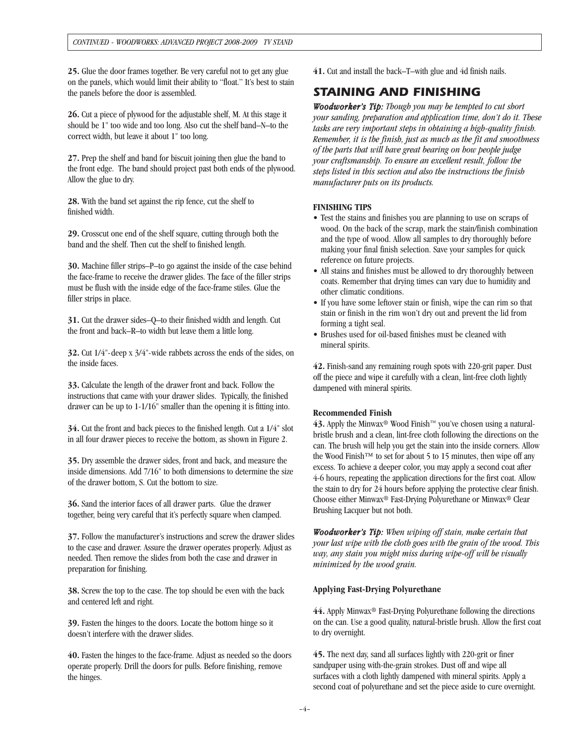25. Glue the door frames together. Be very careful not to get any glue on the panels, which would limit their ability to "float." It's best to stain the panels before the door is assembled.

26. Cut a piece of plywood for the adjustable shelf, M. At this stage it should be 1" too wide and too long. Also cut the shelf band–N–to the correct width, but leave it about 1" too long.

27. Prep the shelf and band for biscuit joining then glue the band to the front edge. The band should project past both ends of the plywood. Allow the glue to dry.

28. With the band set against the rip fence, cut the shelf to finished width.

29. Crosscut one end of the shelf square, cutting through both the band and the shelf. Then cut the shelf to finished length.

30. Machine filler strips–P–to go against the inside of the case behind the face-frame to receive the drawer glides. The face of the filler strips must be flush with the inside edge of the face-frame stiles. Glue the filler strips in place.

31. Cut the drawer sides–Q–to their finished width and length. Cut the front and back–R–to width but leave them a little long.

32. Cut 1/4"-deep x 3/4"-wide rabbets across the ends of the sides, on the inside faces.

33. Calculate the length of the drawer front and back. Follow the instructions that came with your drawer slides. Typically, the finished drawer can be up to 1-1/16" smaller than the opening it is fitting into.

34. Cut the front and back pieces to the finished length. Cut a 1/4" slot in all four drawer pieces to receive the bottom, as shown in Figure 2.

35. Dry assemble the drawer sides, front and back, and measure the inside dimensions. Add 7/16" to both dimensions to determine the size of the drawer bottom, S. Cut the bottom to size.

36. Sand the interior faces of all drawer parts. Glue the drawer together, being very careful that it's perfectly square when clamped.

37. Follow the manufacturer's instructions and screw the drawer slides to the case and drawer. Assure the drawer operates properly. Adjust as needed. Then remove the slides from both the case and drawer in preparation for finishing.

38. Screw the top to the case. The top should be even with the back and centered left and right.

39. Fasten the hinges to the doors. Locate the bottom hinge so it doesn't interfere with the drawer slides.

40. Fasten the hinges to the face-frame. Adjust as needed so the doors operate properly. Drill the doors for pulls. Before finishing, remove the hinges.

41. Cut and install the back–T–with glue and 4d finish nails.

## STAINING AND FINISHING

***Woodworker's Tip:*** *Though you may be tempted to cut short your sanding, preparation and application time, don't do it. These tasks are very important steps in obtaining a high-quality finish. Remember, it is the finish, just as much as the fit and smoothness of the parts that will have great bearing on how people judge your craftsmanship. To ensure an excellent result, follow the steps listed in this section and also the instructions the finish manufacturer puts on its products.*

**FINISHING TIPS**

- Test the stains and finishes you are planning to use on scraps of wood. On the back of the scrap, mark the stain/finish combination and the type of wood. Allow all samples to dry thoroughly before making your final finish selection. Save your samples for quick reference on future projects.
- All stains and finishes must be allowed to dry thoroughly between coats. Remember that drying times can vary due to humidity and other climatic conditions.
- If you have some leftover stain or finish, wipe the can rim so that stain or finish in the rim won't dry out and prevent the lid from forming a tight seal.
- Brushes used for oil-based finishes must be cleaned with mineral spirits.

42. Finish-sand any remaining rough spots with 220-grit paper. Dust off the piece and wipe it carefully with a clean, lint-free cloth lightly dampened with mineral spirits.

**Recommended Finish**

43. Apply the Minwax® Wood Finish™ you've chosen using a natural-bristle brush and a clean, lint-free cloth following the directions on the can. The brush will help you get the stain into the inside corners. Allow the Wood Finish™ to set for about 5 to 15 minutes, then wipe off any excess. To achieve a deeper color, you may apply a second coat after 4-6 hours, repeating the application directions for the first coat. Allow the stain to dry for 24 hours before applying the protective clear finish. Choose either Minwax® Fast-Drying Polyurethane or Minwax® Clear Brushing Lacquer but not both.

***Woodworker's Tip:*** *When wiping off stain, make certain that your last wipe with the cloth goes with the grain of the wood. This way, any stain you might miss during wipe-off will be visually minimized by the wood grain.*

**Applying Fast-Drying Polyurethane**

44. Apply Minwax® Fast-Drying Polyurethane following the directions on the can. Use a good quality, natural-bristle brush. Allow the first coat to dry overnight.

45. The next day, sand all surfaces lightly with 220-grit or finer sandpaper using with-the-grain strokes. Dust off and wipe all surfaces with a cloth lightly dampened with mineral spirits. Apply a second coat of polyurethane and set the piece aside to cure overnight.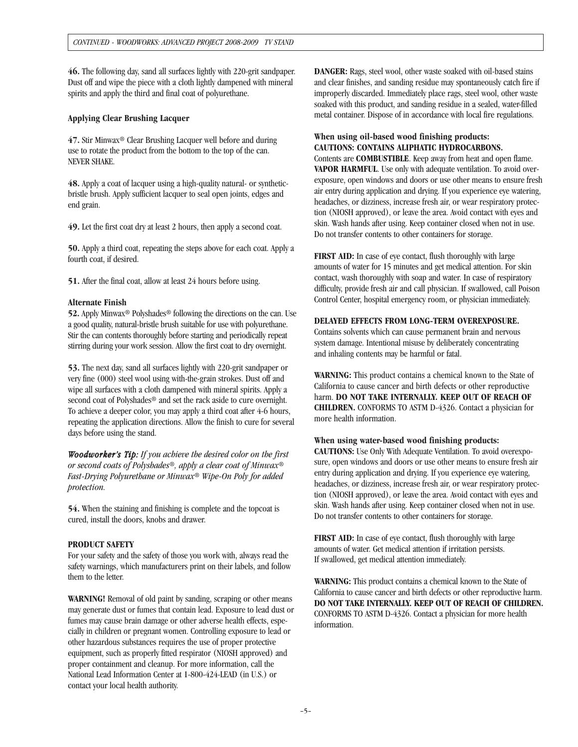**46.** The following day, sand all surfaces lightly with 220-grit sandpaper. Dust off and wipe the piece with a cloth lightly dampened with mineral spirits and apply the third and final coat of polyurethane.

**Applying Clear Brushing Lacquer**

**47.** Stir Minwax® Clear Brushing Lacquer well before and during use to rotate the product from the bottom to the top of the can. NEVER SHAKE.

**48.** Apply a coat of lacquer using a high-quality natural- or synthetic-bristle brush. Apply sufficient lacquer to seal open joints, edges and end grain.

**49.** Let the first coat dry at least 2 hours, then apply a second coat.

**50.** Apply a third coat, repeating the steps above for each coat. Apply a fourth coat, if desired.

**51.** After the final coat, allow at least 24 hours before using.

**Alternate Finish**

**52.** Apply Minwax® Polyshades® following the directions on the can. Use a good quality, natural-bristle brush suitable for use with polyurethane. Stir the can contents thoroughly before starting and periodically repeat stirring during your work session. Allow the first coat to dry overnight.

**53.** The next day, sand all surfaces lightly with 220-grit sandpaper or very fine (000) steel wool using with-the-grain strokes. Dust off and wipe all surfaces with a cloth dampened with mineral spirits. Apply a second coat of Polyshades® and set the rack aside to cure overnight. To achieve a deeper color, you may apply a third coat after 4-6 hours, repeating the application directions. Allow the finish to cure for several days before using the stand.

***Woodworker's Tip:*** *If you achieve the desired color on the first or second coats of Polyshades®, apply a clear coat of Minwax® Fast-Drying Polyurethane or Minwax® Wipe-On Poly for added protection.*

**54.** When the staining and finishing is complete and the topcoat is cured, install the doors, knobs and drawer.

**PRODUCT SAFETY**

For your safety and the safety of those you work with, always read the safety warnings, which manufacturers print on their labels, and follow them to the letter.

**WARNING!** Removal of old paint by sanding, scraping or other means may generate dust or fumes that contain lead. Exposure to lead dust or fumes may cause brain damage or other adverse health effects, especially in children or pregnant women. Controlling exposure to lead or other hazardous substances requires the use of proper protective equipment, such as properly fitted respirator (NIOSH approved) and proper containment and cleanup. For more information, call the National Lead Information Center at 1-800-424-LEAD (in U.S.) or contact your local health authority.

**DANGER:** Rags, steel wool, other waste soaked with oil-based stains and clear finishes, and sanding residue may spontaneously catch fire if improperly discarded. Immediately place rags, steel wool, other waste soaked with this product, and sanding residue in a sealed, water-filled metal container. Dispose of in accordance with local fire regulations.

**When using oil-based wood finishing products:**
**CAUTIONS: CONTAINS ALIPHATIC HYDROCARBONS.**
Contents are **COMBUSTIBLE**. Keep away from heat and open flame. **VAPOR HARMFUL**. Use only with adequate ventilation. To avoid overexposure, open windows and doors or use other means to ensure fresh air entry during application and drying. If you experience eye watering, headaches, or dizziness, increase fresh air, or wear respiratory protection (NIOSH approved), or leave the area. Avoid contact with eyes and skin. Wash hands after using. Keep container closed when not in use. Do not transfer contents to other containers for storage.

**FIRST AID:** In case of eye contact, flush thoroughly with large amounts of water for 15 minutes and get medical attention. For skin contact, wash thoroughly with soap and water. In case of respiratory difficulty, provide fresh air and call physician. If swallowed, call Poison Control Center, hospital emergency room, or physician immediately.

**DELAYED EFFECTS FROM LONG-TERM OVEREXPOSURE.**
Contains solvents which can cause permanent brain and nervous system damage. Intentional misuse by deliberately concentrating and inhaling contents may be harmful or fatal.

**WARNING:** This product contains a chemical known to the State of California to cause cancer and birth defects or other reproductive harm. **DO NOT TAKE INTERNALLY. KEEP OUT OF REACH OF CHILDREN.** CONFORMS TO ASTM D-4326. Contact a physician for more health information.

**When using water-based wood finishing products:**
**CAUTIONS:** Use Only With Adequate Ventilation. To avoid overexposure, open windows and doors or use other means to ensure fresh air entry during application and drying. If you experience eye watering, headaches, or dizziness, increase fresh air, or wear respiratory protection (NIOSH approved), or leave the area. Avoid contact with eyes and skin. Wash hands after using. Keep container closed when not in use. Do not transfer contents to other containers for storage.

**FIRST AID:** In case of eye contact, flush thoroughly with large amounts of water. Get medical attention if irritation persists. If swallowed, get medical attention immediately.

**WARNING:** This product contains a chemical known to the State of California to cause cancer and birth defects or other reproductive harm. **DO NOT TAKE INTERNALLY. KEEP OUT OF REACH OF CHILDREN.** CONFORMS TO ASTM D-4326. Contact a physician for more health information.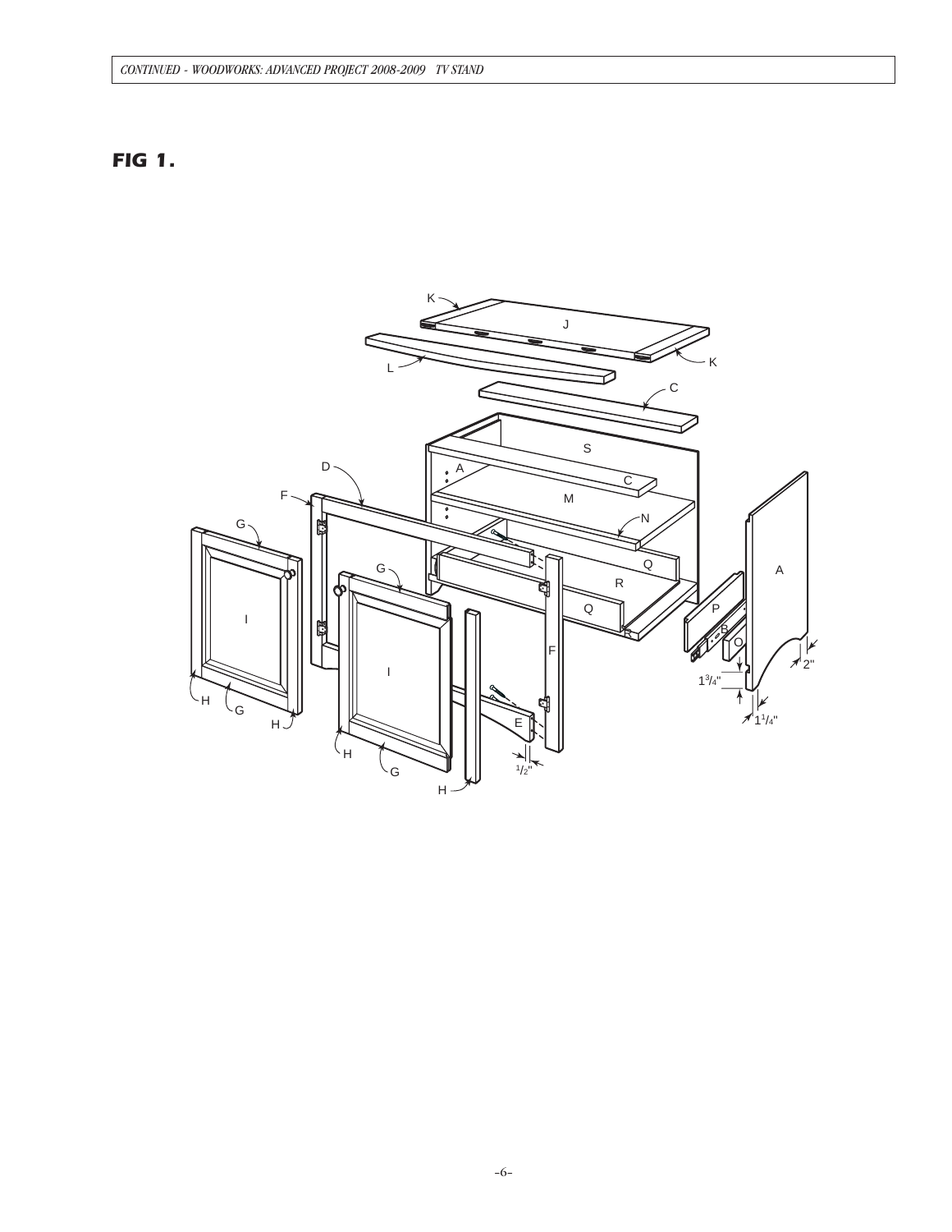## FIG 1.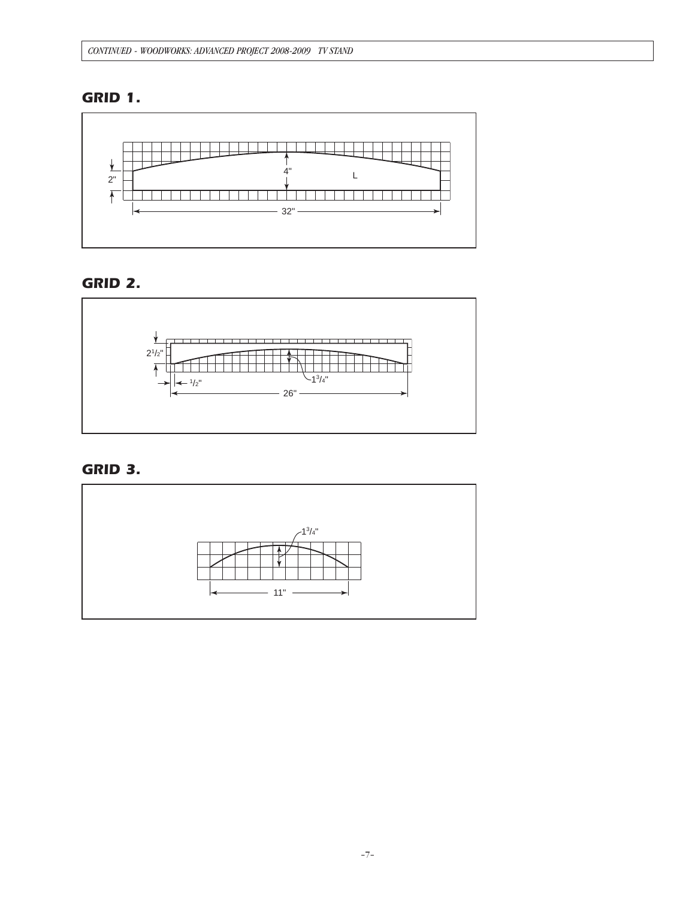## GRID 1.

2"

4"

L

32"

## GRID 2.

$2^1/_2$"

$1^3/_4$"

$^1/_2$"

26"

## GRID 3.

$1^3/_4$"

11"